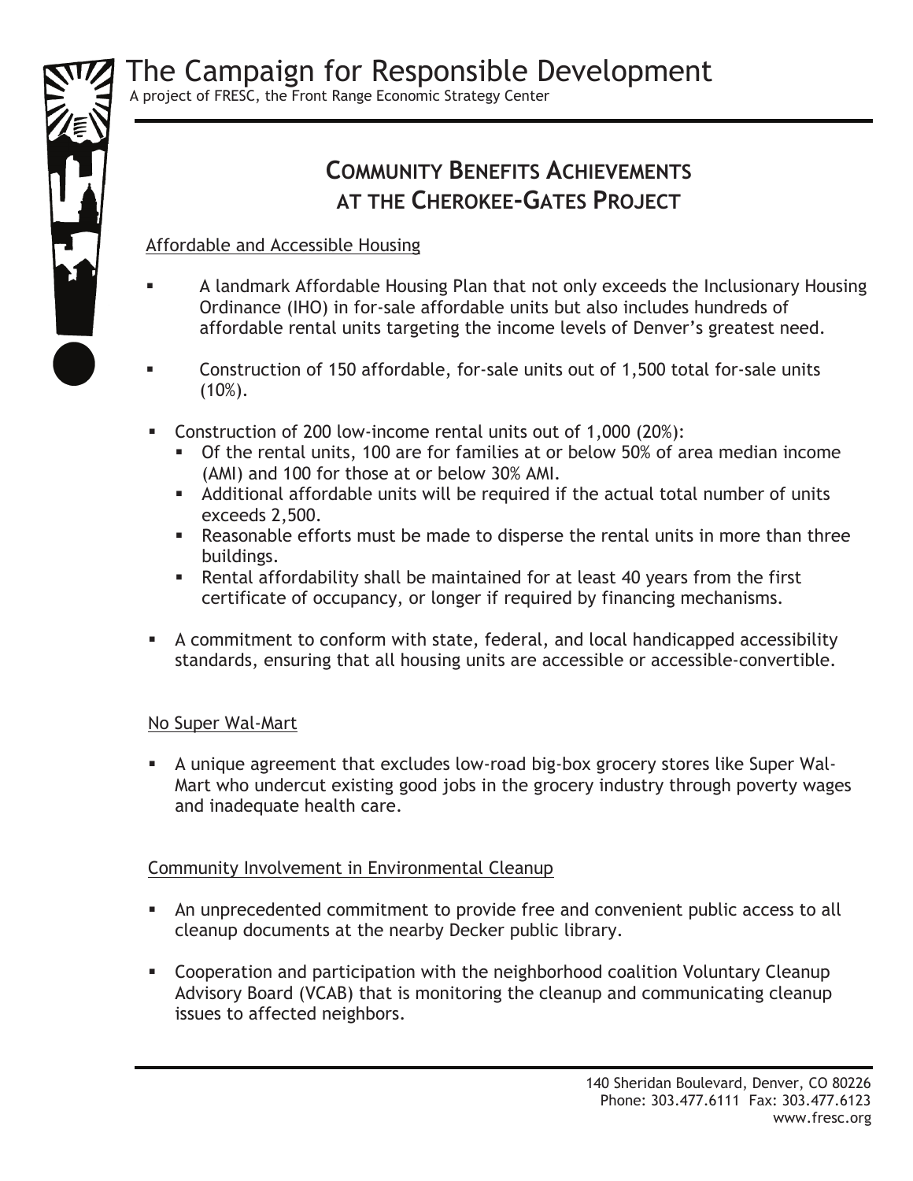# The Campaign for Responsible Development

A project of FRESC, the Front Range Economic Strategy Center

## COMMUNITY BENEFITS ACHIEVEMENTS AT THE CHEROKEE-GATES PROJECT

### Affordable and Accessible Housing

- A landmark Affordable Housing Plan that not only exceeds the Inclusionary Housing Ordinance (IHO) in for-sale affordable units but also includes hundreds of affordable rental units targeting the income levels of Denver's greatest need.
- Construction of 150 affordable, for-sale units out of 1,500 total for-sale units (10%).
- Construction of 200 low-income rental units out of 1,000 (20%):
  - Of the rental units, 100 are for families at or below 50% of area median income (AMI) and 100 for those at or below 30% AMI.
  - Additional affordable units will be required if the actual total number of units exceeds 2,500.
  - Reasonable efforts must be made to disperse the rental units in more than three buildings.
  - Rental affordability shall be maintained for at least 40 years from the first certificate of occupancy, or longer if required by financing mechanisms.
- A commitment to conform with state, federal, and local handicapped accessibility standards, ensuring that all housing units are accessible or accessible-convertible.

### No Super Wal-Mart

- A unique agreement that excludes low-road big-box grocery stores like Super Wal-Mart who undercut existing good jobs in the grocery industry through poverty wages and inadequate health care.

### Community Involvement in Environmental Cleanup

- An unprecedented commitment to provide free and convenient public access to all cleanup documents at the nearby Decker public library.
- Cooperation and participation with the neighborhood coalition Voluntary Cleanup Advisory Board (VCAB) that is monitoring the cleanup and communicating cleanup issues to affected neighbors.

140 Sheridan Boulevard, Denver, CO 80226
Phone: 303.477.6111 Fax: 303.477.6123
www.fresc.org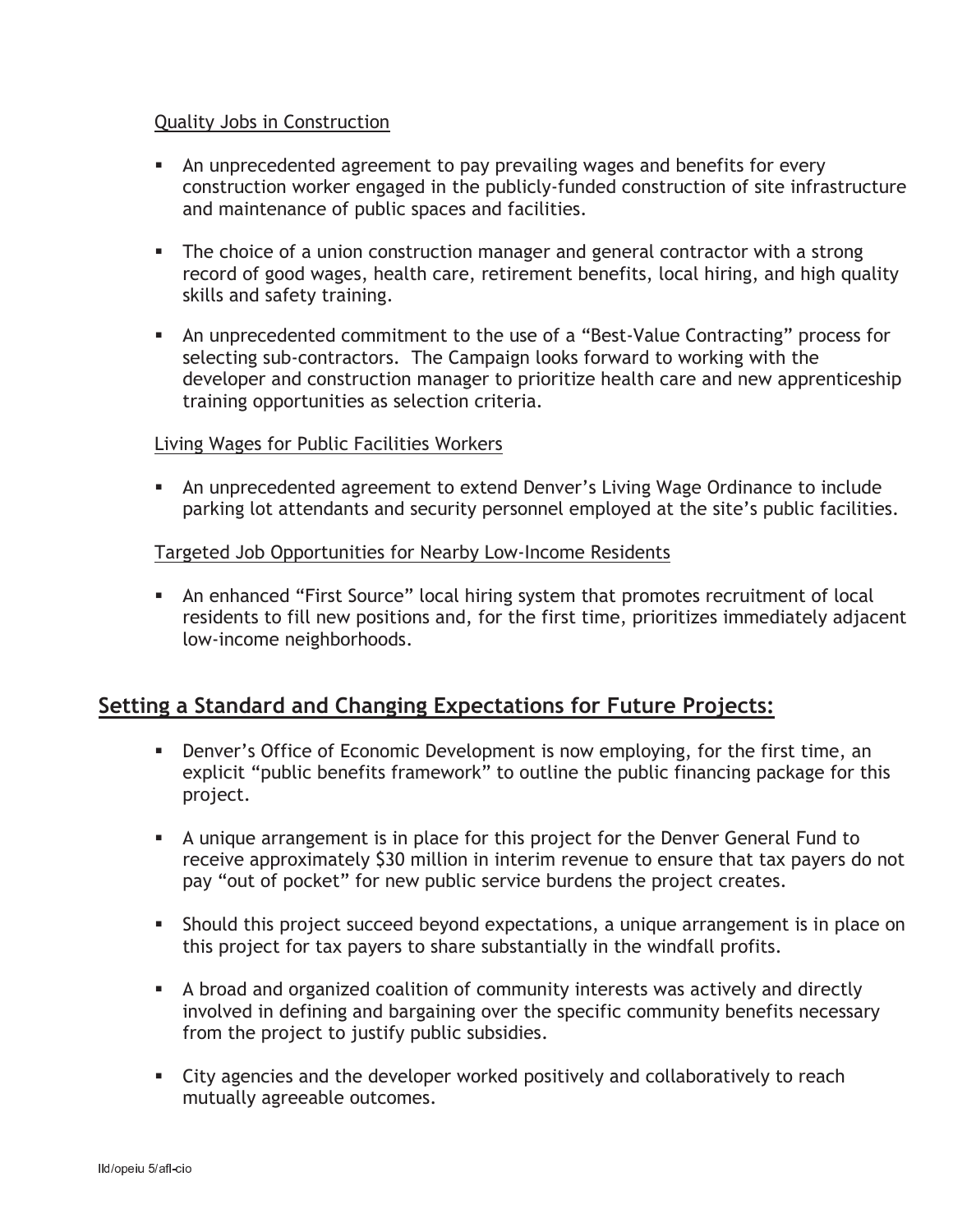Quality Jobs in Construction

- An unprecedented agreement to pay prevailing wages and benefits for every construction worker engaged in the publicly-funded construction of site infrastructure and maintenance of public spaces and facilities.
- The choice of a union construction manager and general contractor with a strong record of good wages, health care, retirement benefits, local hiring, and high quality skills and safety training.
- An unprecedented commitment to the use of a "Best-Value Contracting" process for selecting sub-contractors. The Campaign looks forward to working with the developer and construction manager to prioritize health care and new apprenticeship training opportunities as selection criteria.

Living Wages for Public Facilities Workers

- An unprecedented agreement to extend Denver's Living Wage Ordinance to include parking lot attendants and security personnel employed at the site's public facilities.

Targeted Job Opportunities for Nearby Low-Income Residents

- An enhanced "First Source" local hiring system that promotes recruitment of local residents to fill new positions and, for the first time, prioritizes immediately adjacent low-income neighborhoods.

## Setting a Standard and Changing Expectations for Future Projects:

- Denver's Office of Economic Development is now employing, for the first time, an explicit "public benefits framework" to outline the public financing package for this project.
- A unique arrangement is in place for this project for the Denver General Fund to receive approximately $30 million in interim revenue to ensure that tax payers do not pay "out of pocket" for new public service burdens the project creates.
- Should this project succeed beyond expectations, a unique arrangement is in place on this project for tax payers to share substantially in the windfall profits.
- A broad and organized coalition of community interests was actively and directly involved in defining and bargaining over the specific community benefits necessary from the project to justify public subsidies.
- City agencies and the developer worked positively and collaboratively to reach mutually agreeable outcomes.

lld/opeiu 5/afl-cio